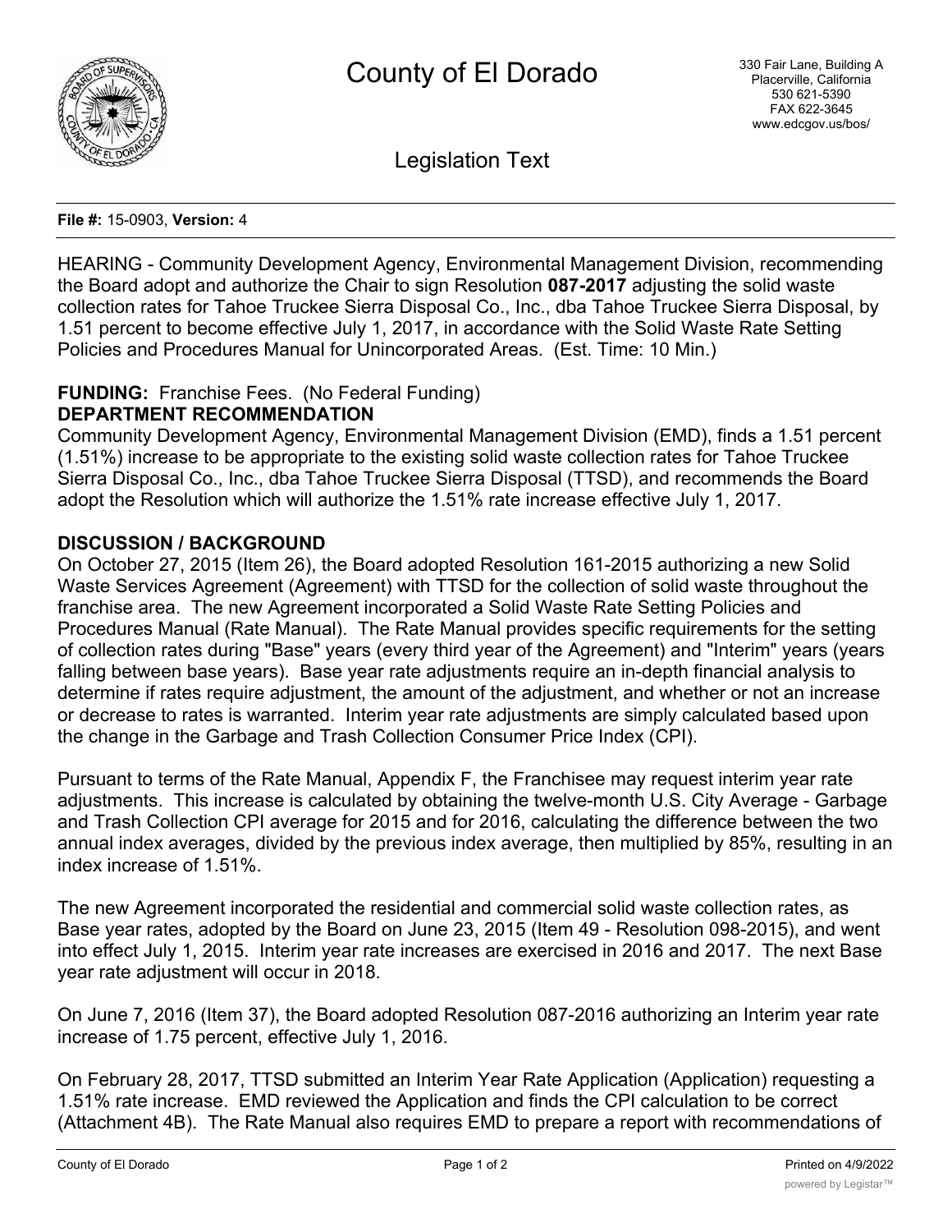# County of El Dorado

330 Fair Lane, Building A
Placerville, California
530 621-5390
FAX 622-3645
www.edcgov.us/bos/

## Legislation Text

**File #:** 15-0903, **Version:** 4

HEARING - Community Development Agency, Environmental Management Division, recommending the Board adopt and authorize the Chair to sign Resolution **087-2017** adjusting the solid waste collection rates for Tahoe Truckee Sierra Disposal Co., Inc., dba Tahoe Truckee Sierra Disposal, by 1.51 percent to become effective July 1, 2017, in accordance with the Solid Waste Rate Setting Policies and Procedures Manual for Unincorporated Areas. (Est. Time: 10 Min.)

**FUNDING:** Franchise Fees. (No Federal Funding)

**DEPARTMENT RECOMMENDATION**

Community Development Agency, Environmental Management Division (EMD), finds a 1.51 percent (1.51%) increase to be appropriate to the existing solid waste collection rates for Tahoe Truckee Sierra Disposal Co., Inc., dba Tahoe Truckee Sierra Disposal (TTSD), and recommends the Board adopt the Resolution which will authorize the 1.51% rate increase effective July 1, 2017.

**DISCUSSION / BACKGROUND**

On October 27, 2015 (Item 26), the Board adopted Resolution 161-2015 authorizing a new Solid Waste Services Agreement (Agreement) with TTSD for the collection of solid waste throughout the franchise area. The new Agreement incorporated a Solid Waste Rate Setting Policies and Procedures Manual (Rate Manual). The Rate Manual provides specific requirements for the setting of collection rates during "Base" years (every third year of the Agreement) and "Interim" years (years falling between base years). Base year rate adjustments require an in-depth financial analysis to determine if rates require adjustment, the amount of the adjustment, and whether or not an increase or decrease to rates is warranted. Interim year rate adjustments are simply calculated based upon the change in the Garbage and Trash Collection Consumer Price Index (CPI).

Pursuant to terms of the Rate Manual, Appendix F, the Franchisee may request interim year rate adjustments. This increase is calculated by obtaining the twelve-month U.S. City Average - Garbage and Trash Collection CPI average for 2015 and for 2016, calculating the difference between the two annual index averages, divided by the previous index average, then multiplied by 85%, resulting in an index increase of 1.51%.

The new Agreement incorporated the residential and commercial solid waste collection rates, as Base year rates, adopted by the Board on June 23, 2015 (Item 49 - Resolution 098-2015), and went into effect July 1, 2015. Interim year rate increases are exercised in 2016 and 2017. The next Base year rate adjustment will occur in 2018.

On June 7, 2016 (Item 37), the Board adopted Resolution 087-2016 authorizing an Interim year rate increase of 1.75 percent, effective July 1, 2016.

On February 28, 2017, TTSD submitted an Interim Year Rate Application (Application) requesting a 1.51% rate increase. EMD reviewed the Application and finds the CPI calculation to be correct (Attachment 4B). The Rate Manual also requires EMD to prepare a report with recommendations of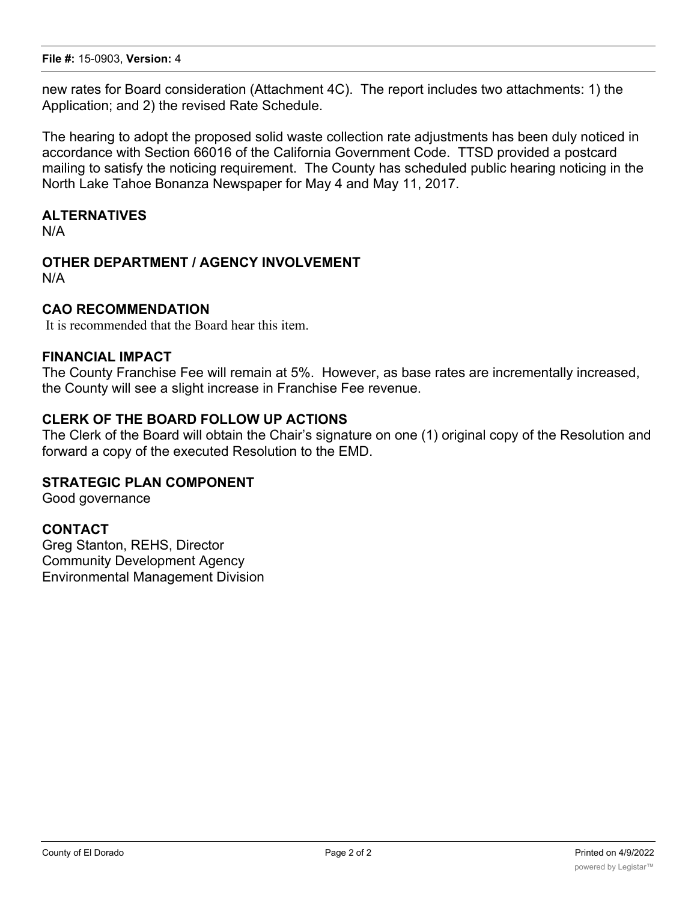new rates for Board consideration (Attachment 4C). The report includes two attachments: 1) the Application; and 2) the revised Rate Schedule.

The hearing to adopt the proposed solid waste collection rate adjustments has been duly noticed in accordance with Section 66016 of the California Government Code. TTSD provided a postcard mailing to satisfy the noticing requirement. The County has scheduled public hearing noticing in the North Lake Tahoe Bonanza Newspaper for May 4 and May 11, 2017.

**ALTERNATIVES**
N/A

**OTHER DEPARTMENT / AGENCY INVOLVEMENT**
N/A

**CAO RECOMMENDATION**
It is recommended that the Board hear this item.

**FINANCIAL IMPACT**
The County Franchise Fee will remain at 5%. However, as base rates are incrementally increased, the County will see a slight increase in Franchise Fee revenue.

**CLERK OF THE BOARD FOLLOW UP ACTIONS**
The Clerk of the Board will obtain the Chair's signature on one (1) original copy of the Resolution and forward a copy of the executed Resolution to the EMD.

**STRATEGIC PLAN COMPONENT**
Good governance

**CONTACT**
Greg Stanton, REHS, Director
Community Development Agency
Environmental Management Division